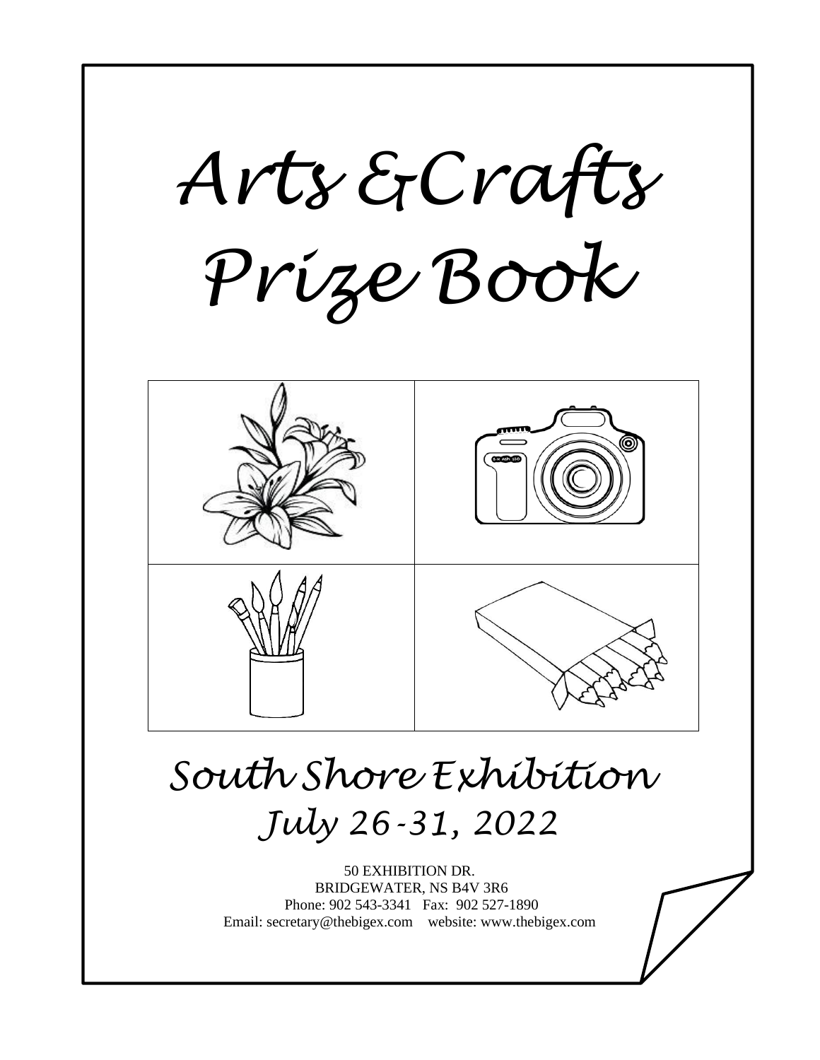# Arts & Crafts Prize Book

## South Shore Exhibition
## July 26-31, 2022

50 EXHIBITION DR.
BRIDGEWATER, NS B4V 3R6
Phone: 902 543-3341 Fax: 902 527-1890
Email: secretary@thebigex.com website: www.thebigex.com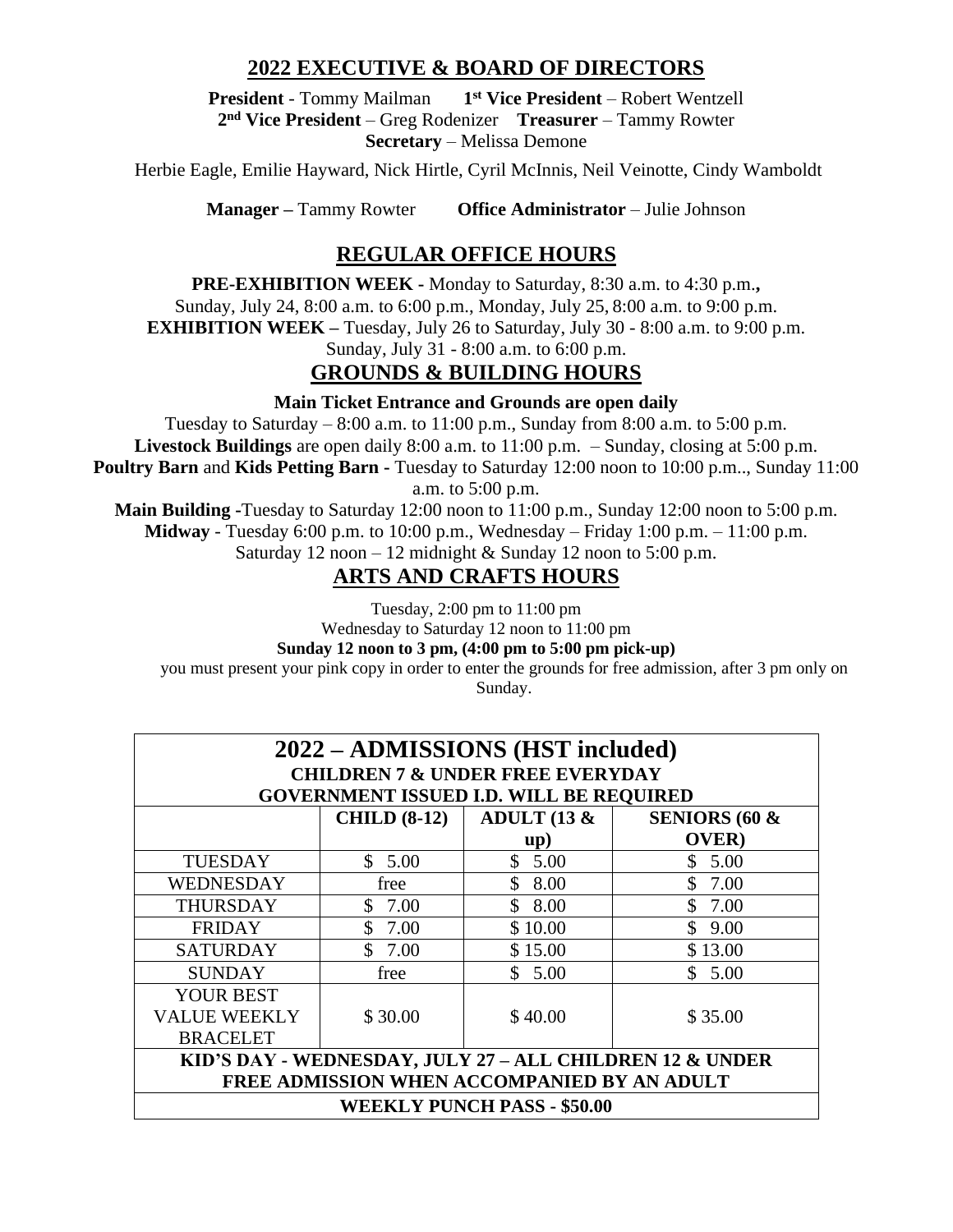## 2022 EXECUTIVE & BOARD OF DIRECTORS

**President** - Tommy Mailman **1st Vice President** – Robert Wentzell
**2nd Vice President** – Greg Rodenizer **Treasurer** – Tammy Rowter
**Secretary** – Melissa Demone

Herbie Eagle, Emilie Hayward, Nick Hirtle, Cyril McInnis, Neil Veinotte, Cindy Wamboldt

**Manager –** Tammy Rowter **Office Administrator** – Julie Johnson

## REGULAR OFFICE HOURS

**PRE-EXHIBITION WEEK -** Monday to Saturday, 8:30 a.m. to 4:30 p.m.**,**
Sunday, July 24, 8:00 a.m. to 6:00 p.m., Monday, July 25, 8:00 a.m. to 9:00 p.m.
**EXHIBITION WEEK –** Tuesday, July 26 to Saturday, July 30 - 8:00 a.m. to 9:00 p.m.
Sunday, July 31 - 8:00 a.m. to 6:00 p.m.

## GROUNDS & BUILDING HOURS

**Main Ticket Entrance and Grounds are open daily**

Tuesday to Saturday – 8:00 a.m. to 11:00 p.m., Sunday from 8:00 a.m. to 5:00 p.m.
**Livestock Buildings** are open daily 8:00 a.m. to 11:00 p.m. – Sunday, closing at 5:00 p.m.
**Poultry Barn** and **Kids Petting Barn -** Tuesday to Saturday 12:00 noon to 10:00 p.m.., Sunday 11:00 a.m. to 5:00 p.m.
**Main Building -**Tuesday to Saturday 12:00 noon to 11:00 p.m., Sunday 12:00 noon to 5:00 p.m.
**Midway** - Tuesday 6:00 p.m. to 10:00 p.m., Wednesday – Friday 1:00 p.m. – 11:00 p.m.
Saturday 12 noon – 12 midnight & Sunday 12 noon to 5:00 p.m.

## ARTS AND CRAFTS HOURS

Tuesday, 2:00 pm to 11:00 pm
Wednesday to Saturday 12 noon to 11:00 pm
**Sunday 12 noon to 3 pm, (4:00 pm to 5:00 pm pick-up)**
you must present your pink copy in order to enter the grounds for free admission, after 3 pm only on Sunday.

## 2022 – ADMISSIONS (HST included)

**CHILDREN 7 & UNDER FREE EVERYDAY**
**GOVERNMENT ISSUED I.D. WILL BE REQUIRED**

| | CHILD (8-12) | ADULT (13 & up) | SENIORS (60 & OVER) |
|---|---|---|---|
| TUESDAY | $ 5.00 | $ 5.00 | $ 5.00 |
| WEDNESDAY | free | $ 8.00 | $ 7.00 |
| THURSDAY | $ 7.00 | $ 8.00 | $ 7.00 |
| FRIDAY | $ 7.00 | $ 10.00 | $ 9.00 |
| SATURDAY | $ 7.00 | $ 15.00 | $ 13.00 |
| SUNDAY | free | $ 5.00 | $ 5.00 |
| YOUR BEST VALUE WEEKLY BRACELET | $ 30.00 | $ 40.00 | $ 35.00 |

**KID'S DAY - WEDNESDAY, JULY 27 – ALL CHILDREN 12 & UNDER FREE ADMISSION WHEN ACCOMPANIED BY AN ADULT**

**WEEKLY PUNCH PASS - $50.00**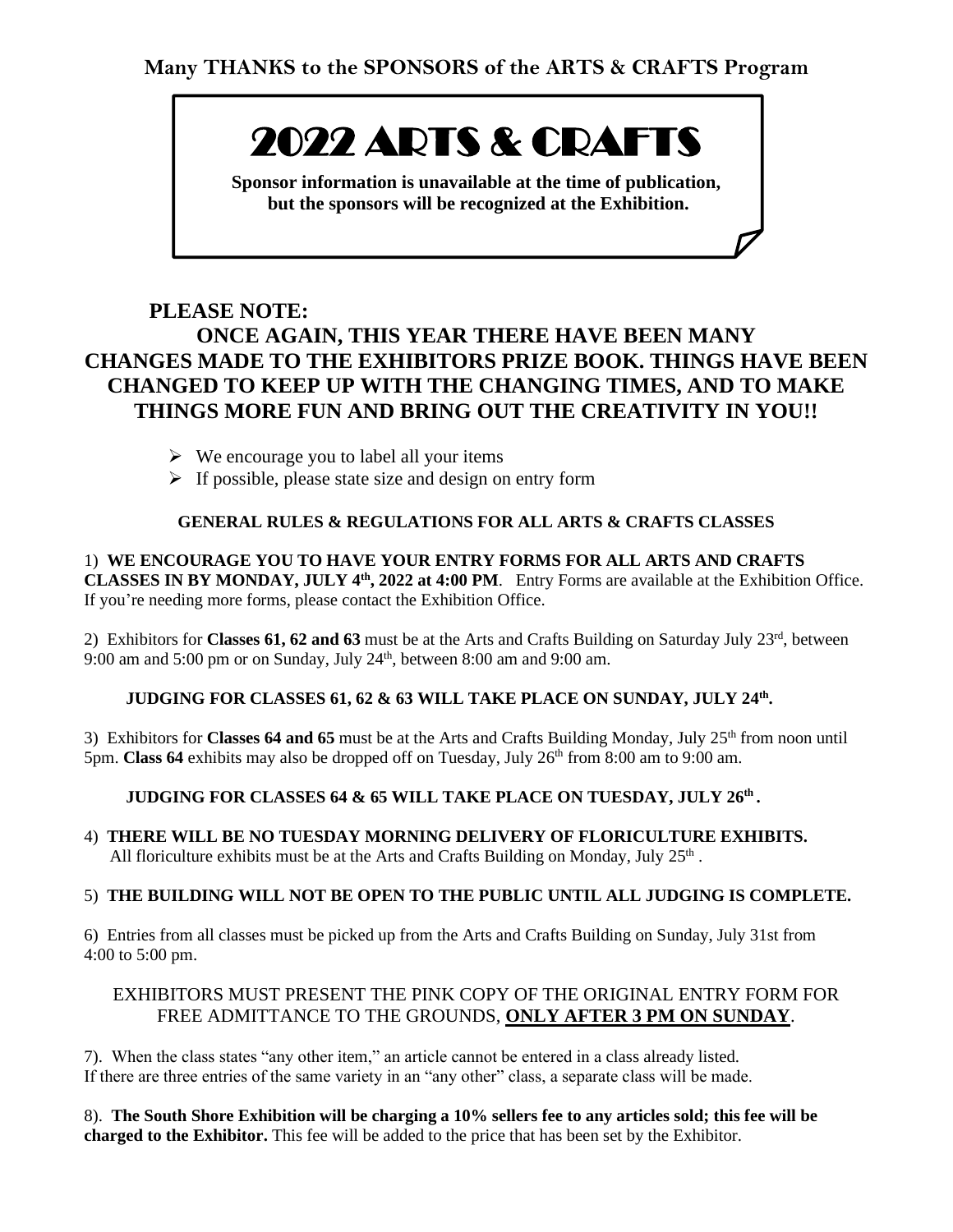**Many THANKS to the SPONSORS of the ARTS & CRAFTS Program**

# 2022 ARTS & CRAFTS

**Sponsor information is unavailable at the time of publication, but the sponsors will be recognized at the Exhibition.**

## PLEASE NOTE:

## ONCE AGAIN, THIS YEAR THERE HAVE BEEN MANY CHANGES MADE TO THE EXHIBITORS PRIZE BOOK. THINGS HAVE BEEN CHANGED TO KEEP UP WITH THE CHANGING TIMES, AND TO MAKE THINGS MORE FUN AND BRING OUT THE CREATIVITY IN YOU!!

- We encourage you to label all your items
- If possible, please state size and design on entry form

### GENERAL RULES & REGULATIONS FOR ALL ARTS & CRAFTS CLASSES

1) **WE ENCOURAGE YOU TO HAVE YOUR ENTRY FORMS FOR ALL ARTS AND CRAFTS CLASSES IN BY MONDAY, JULY 4th, 2022 at 4:00 PM**. Entry Forms are available at the Exhibition Office. If you're needing more forms, please contact the Exhibition Office.

2) Exhibitors for **Classes 61, 62 and 63** must be at the Arts and Crafts Building on Saturday July 23rd, between 9:00 am and 5:00 pm or on Sunday, July 24th, between 8:00 am and 9:00 am.

**JUDGING FOR CLASSES 61, 62 & 63 WILL TAKE PLACE ON SUNDAY, JULY 24th.**

3) Exhibitors for **Classes 64 and 65** must be at the Arts and Crafts Building Monday, July 25th from noon until 5pm. **Class 64** exhibits may also be dropped off on Tuesday, July 26th from 8:00 am to 9:00 am.

**JUDGING FOR CLASSES 64 & 65 WILL TAKE PLACE ON TUESDAY, JULY 26th .**

4) **THERE WILL BE NO TUESDAY MORNING DELIVERY OF FLORICULTURE EXHIBITS.** All floriculture exhibits must be at the Arts and Crafts Building on Monday, July 25th .

5) **THE BUILDING WILL NOT BE OPEN TO THE PUBLIC UNTIL ALL JUDGING IS COMPLETE.**

6) Entries from all classes must be picked up from the Arts and Crafts Building on Sunday, July 31st from 4:00 to 5:00 pm.

EXHIBITORS MUST PRESENT THE PINK COPY OF THE ORIGINAL ENTRY FORM FOR FREE ADMITTANCE TO THE GROUNDS, **ONLY AFTER 3 PM ON SUNDAY**.

7). When the class states "any other item," an article cannot be entered in a class already listed. If there are three entries of the same variety in an "any other" class, a separate class will be made.

8). **The South Shore Exhibition will be charging a 10% sellers fee to any articles sold; this fee will be charged to the Exhibitor.** This fee will be added to the price that has been set by the Exhibitor.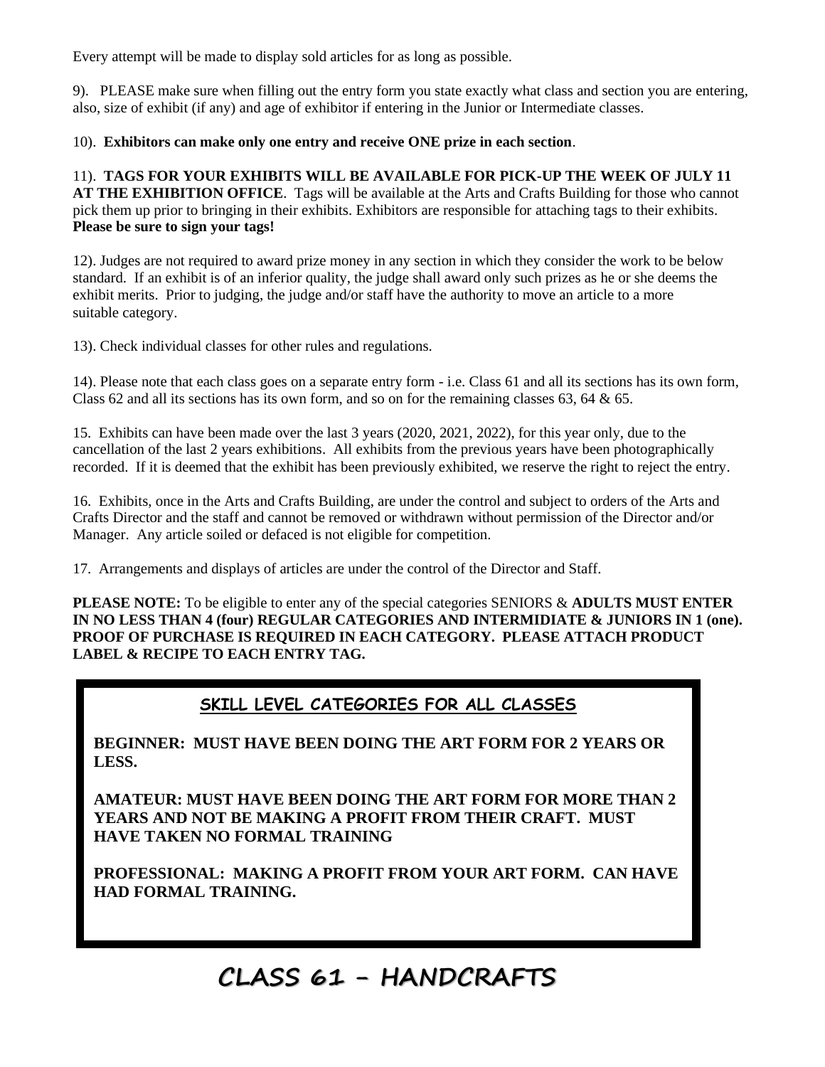Every attempt will be made to display sold articles for as long as possible.

9). PLEASE make sure when filling out the entry form you state exactly what class and section you are entering, also, size of exhibit (if any) and age of exhibitor if entering in the Junior or Intermediate classes.

10). **Exhibitors can make only one entry and receive ONE prize in each section**.

11). **TAGS FOR YOUR EXHIBITS WILL BE AVAILABLE FOR PICK-UP THE WEEK OF JULY 11 AT THE EXHIBITION OFFICE**. Tags will be available at the Arts and Crafts Building for those who cannot pick them up prior to bringing in their exhibits. Exhibitors are responsible for attaching tags to their exhibits. **Please be sure to sign your tags!**

12). Judges are not required to award prize money in any section in which they consider the work to be below standard. If an exhibit is of an inferior quality, the judge shall award only such prizes as he or she deems the exhibit merits. Prior to judging, the judge and/or staff have the authority to move an article to a more suitable category.

13). Check individual classes for other rules and regulations.

14). Please note that each class goes on a separate entry form - i.e. Class 61 and all its sections has its own form, Class 62 and all its sections has its own form, and so on for the remaining classes 63, 64 & 65.

15. Exhibits can have been made over the last 3 years (2020, 2021, 2022), for this year only, due to the cancellation of the last 2 years exhibitions. All exhibits from the previous years have been photographically recorded. If it is deemed that the exhibit has been previously exhibited, we reserve the right to reject the entry.

16. Exhibits, once in the Arts and Crafts Building, are under the control and subject to orders of the Arts and Crafts Director and the staff and cannot be removed or withdrawn without permission of the Director and/or Manager. Any article soiled or defaced is not eligible for competition.

17. Arrangements and displays of articles are under the control of the Director and Staff.

**PLEASE NOTE:** To be eligible to enter any of the special categories SENIORS & **ADULTS MUST ENTER IN NO LESS THAN 4 (four) REGULAR CATEGORIES AND INTERMIDIATE & JUNIORS IN 1 (one). PROOF OF PURCHASE IS REQUIRED IN EACH CATEGORY. PLEASE ATTACH PRODUCT LABEL & RECIPE TO EACH ENTRY TAG.**

## SKILL LEVEL CATEGORIES FOR ALL CLASSES

**BEGINNER: MUST HAVE BEEN DOING THE ART FORM FOR 2 YEARS OR LESS.**

**AMATEUR: MUST HAVE BEEN DOING THE ART FORM FOR MORE THAN 2 YEARS AND NOT BE MAKING A PROFIT FROM THEIR CRAFT. MUST HAVE TAKEN NO FORMAL TRAINING**

**PROFESSIONAL: MAKING A PROFIT FROM YOUR ART FORM. CAN HAVE HAD FORMAL TRAINING.**

# CLASS 61 – HANDCRAFTS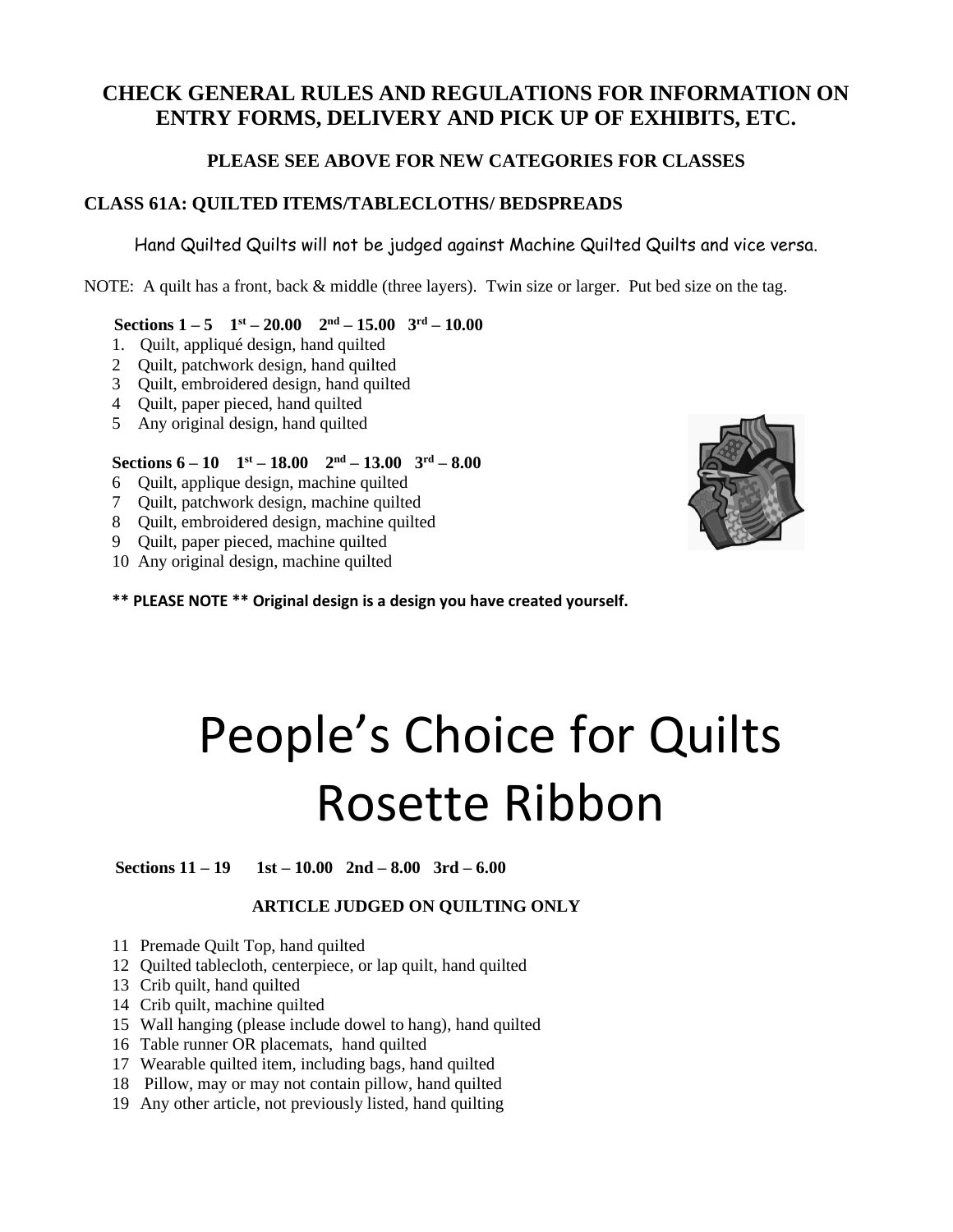**CHECK GENERAL RULES AND REGULATIONS FOR INFORMATION ON ENTRY FORMS, DELIVERY AND PICK UP OF EXHIBITS, ETC.**

**PLEASE SEE ABOVE FOR NEW CATEGORIES FOR CLASSES**

## CLASS 61A: QUILTED ITEMS/TABLECLOTHS/ BEDSPREADS

Hand Quilted Quilts will not be judged against Machine Quilted Quilts and vice versa.

NOTE: A quilt has a front, back & middle (three layers). Twin size or larger. Put bed size on the tag.

**Sections 1 – 5  1st – 20.00  2nd – 15.00  3rd – 10.00**

1. Quilt, appliqué design, hand quilted
2. Quilt, patchwork design, hand quilted
3. Quilt, embroidered design, hand quilted
4. Quilt, paper pieced, hand quilted
5. Any original design, hand quilted

**Sections 6 – 10  1st – 18.00  2nd – 13.00  3rd – 8.00**

6. Quilt, applique design, machine quilted
7. Quilt, patchwork design, machine quilted
8. Quilt, embroidered design, machine quilted
9. Quilt, paper pieced, machine quilted
10. Any original design, machine quilted

**** PLEASE NOTE ** Original design is a design you have created yourself.**

# People's Choice for Quilts Rosette Ribbon

**Sections 11 – 19  1st – 10.00  2nd – 8.00  3rd – 6.00**

**ARTICLE JUDGED ON QUILTING ONLY**

11. Premade Quilt Top, hand quilted
12. Quilted tablecloth, centerpiece, or lap quilt, hand quilted
13. Crib quilt, hand quilted
14. Crib quilt, machine quilted
15. Wall hanging (please include dowel to hang), hand quilted
16. Table runner OR placemats, hand quilted
17. Wearable quilted item, including bags, hand quilted
18. Pillow, may or may not contain pillow, hand quilted
19. Any other article, not previously listed, hand quilting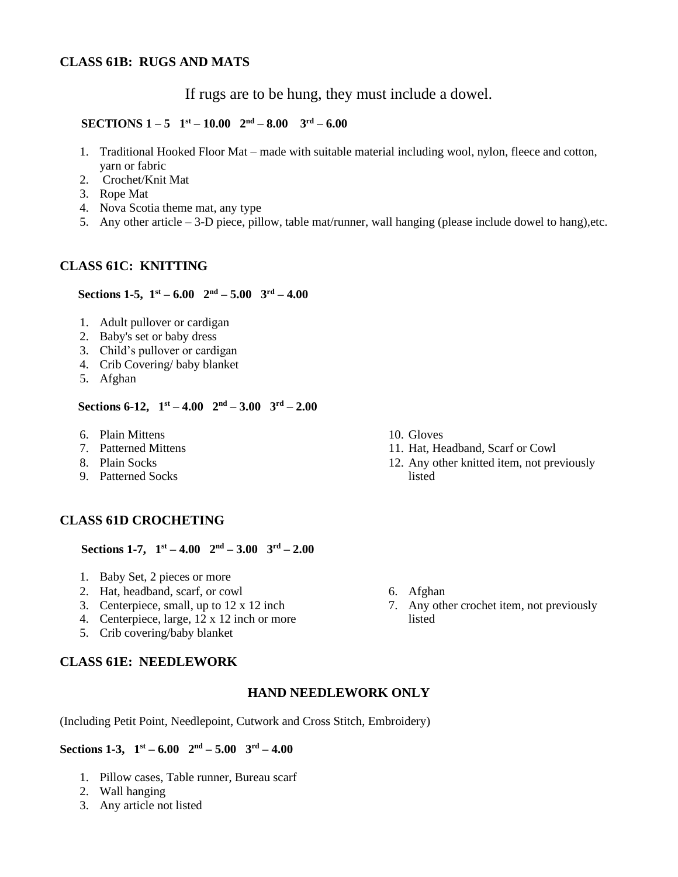### CLASS 61B: RUGS AND MATS

If rugs are to be hung, they must include a dowel.

**SECTIONS 1 – 5 1st – 10.00 2nd – 8.00 3rd – 6.00**

1. Traditional Hooked Floor Mat – made with suitable material including wool, nylon, fleece and cotton, yarn or fabric
2. Crochet/Knit Mat
3. Rope Mat
4. Nova Scotia theme mat, any type
5. Any other article – 3-D piece, pillow, table mat/runner, wall hanging (please include dowel to hang),etc.

### CLASS 61C: KNITTING

**Sections 1-5, 1st – 6.00 2nd – 5.00 3rd – 4.00**

1. Adult pullover or cardigan
2. Baby's set or baby dress
3. Child's pullover or cardigan
4. Crib Covering/ baby blanket
5. Afghan

**Sections 6-12, 1st – 4.00 2nd – 3.00 3rd – 2.00**

6. Plain Mittens
7. Patterned Mittens
8. Plain Socks
9. Patterned Socks
10. Gloves
11. Hat, Headband, Scarf or Cowl
12. Any other knitted item, not previously listed

### CLASS 61D CROCHETING

**Sections 1-7, 1st – 4.00 2nd – 3.00 3rd – 2.00**

1. Baby Set, 2 pieces or more
2. Hat, headband, scarf, or cowl
3. Centerpiece, small, up to 12 x 12 inch
4. Centerpiece, large, 12 x 12 inch or more
5. Crib covering/baby blanket
6. Afghan
7. Any other crochet item, not previously listed

### CLASS 61E: NEEDLEWORK

**HAND NEEDLEWORK ONLY**

(Including Petit Point, Needlepoint, Cutwork and Cross Stitch, Embroidery)

**Sections 1-3, 1st – 6.00 2nd – 5.00 3rd – 4.00**

1. Pillow cases, Table runner, Bureau scarf
2. Wall hanging
3. Any article not listed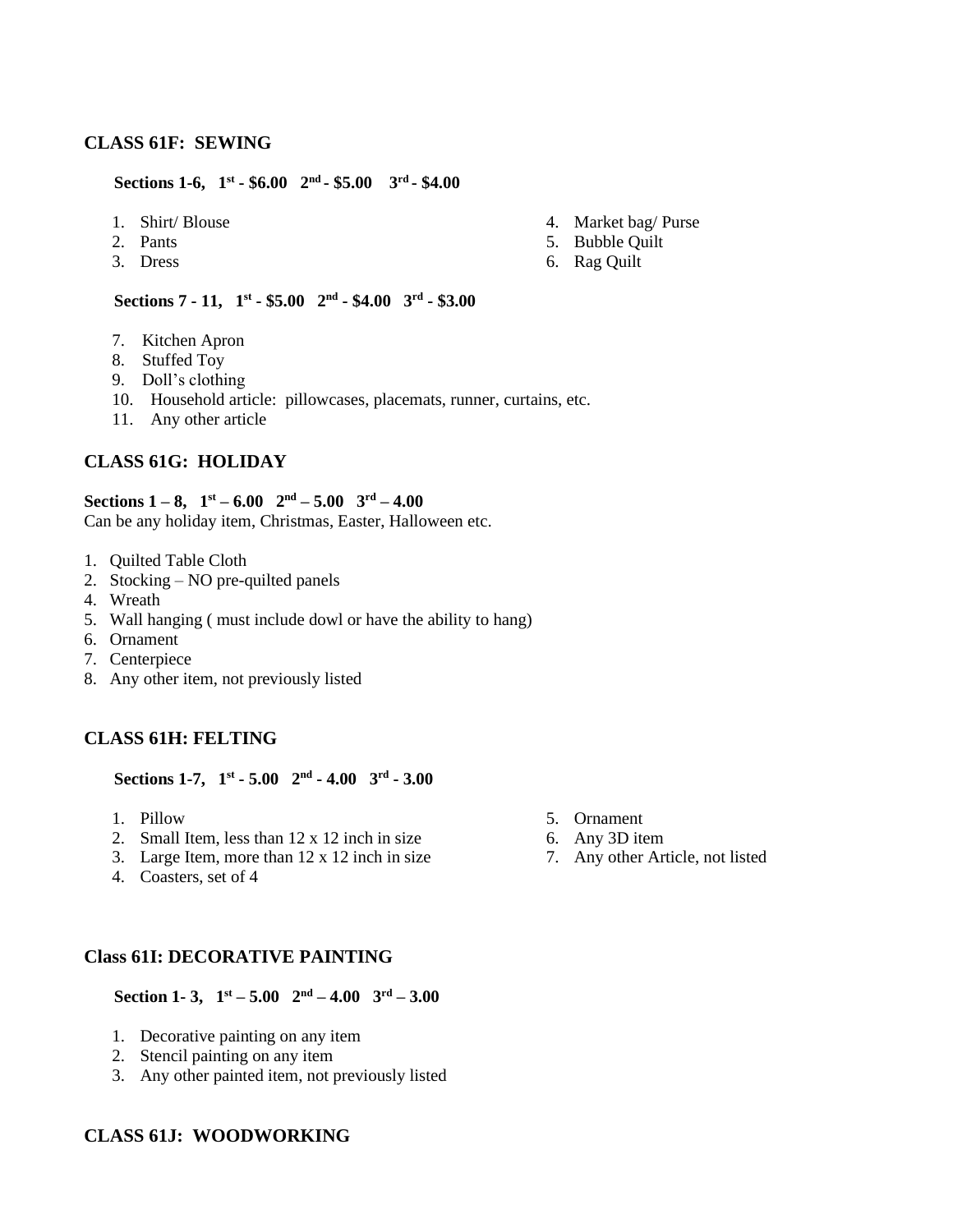## CLASS 61F: SEWING

**Sections 1-6, 1st - $6.00 2nd - $5.00 3rd - $4.00**

1. Shirt/ Blouse
2. Pants
3. Dress
4. Market bag/ Purse
5. Bubble Quilt
6. Rag Quilt

**Sections 7 - 11, 1st - $5.00 2nd - $4.00 3rd - $3.00**

7. Kitchen Apron
8. Stuffed Toy
9. Doll's clothing
10. Household article: pillowcases, placemats, runner, curtains, etc.
11. Any other article

## CLASS 61G: HOLIDAY

**Sections 1 – 8, 1st – 6.00 2nd – 5.00 3rd – 4.00**

Can be any holiday item, Christmas, Easter, Halloween etc.

1. Quilted Table Cloth
2. Stocking – NO pre-quilted panels
4. Wreath
5. Wall hanging ( must include dowl or have the ability to hang)
6. Ornament
7. Centerpiece
8. Any other item, not previously listed

## CLASS 61H: FELTING

**Sections 1-7, 1st - 5.00 2nd - 4.00 3rd - 3.00**

1. Pillow
2. Small Item, less than 12 x 12 inch in size
3. Large Item, more than 12 x 12 inch in size
4. Coasters, set of 4
5. Ornament
6. Any 3D item
7. Any other Article, not listed

## Class 61I: DECORATIVE PAINTING

**Section 1- 3, 1st – 5.00 2nd – 4.00 3rd – 3.00**

1. Decorative painting on any item
2. Stencil painting on any item
3. Any other painted item, not previously listed

## CLASS 61J: WOODWORKING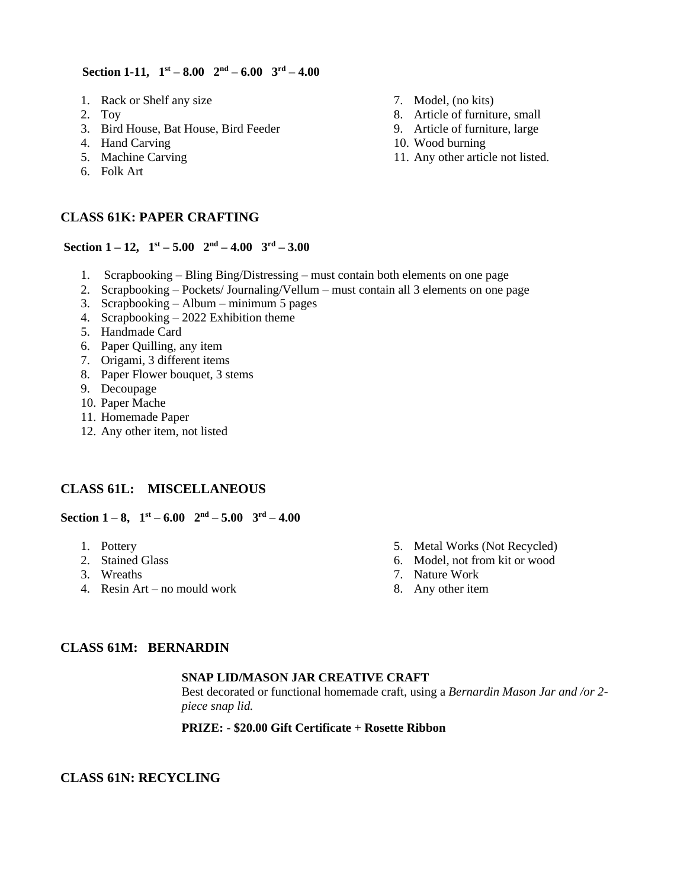**Section 1-11, 1st – 8.00 2nd – 6.00 3rd – 4.00**

1. Rack or Shelf any size
2. Toy
3. Bird House, Bat House, Bird Feeder
4. Hand Carving
5. Machine Carving
6. Folk Art
7. Model, (no kits)
8. Article of furniture, small
9. Article of furniture, large
10. Wood burning
11. Any other article not listed.

## CLASS 61K: PAPER CRAFTING

**Section 1 – 12, 1st – 5.00 2nd – 4.00 3rd – 3.00**

1. Scrapbooking – Bling Bing/Distressing – must contain both elements on one page
2. Scrapbooking – Pockets/ Journaling/Vellum – must contain all 3 elements on one page
3. Scrapbooking – Album – minimum 5 pages
4. Scrapbooking – 2022 Exhibition theme
5. Handmade Card
6. Paper Quilling, any item
7. Origami, 3 different items
8. Paper Flower bouquet, 3 stems
9. Decoupage
10. Paper Mache
11. Homemade Paper
12. Any other item, not listed

## CLASS 61L: MISCELLANEOUS

**Section 1 – 8, 1st – 6.00 2nd – 5.00 3rd – 4.00**

1. Pottery
2. Stained Glass
3. Wreaths
4. Resin Art – no mould work
5. Metal Works (Not Recycled)
6. Model, not from kit or wood
7. Nature Work
8. Any other item

## CLASS 61M: BERNARDIN

**SNAP LID/MASON JAR CREATIVE CRAFT**

Best decorated or functional homemade craft, using a *Bernardin Mason Jar and /or 2-piece snap lid.*

**PRIZE: - $20.00 Gift Certificate + Rosette Ribbon**

## CLASS 61N: RECYCLING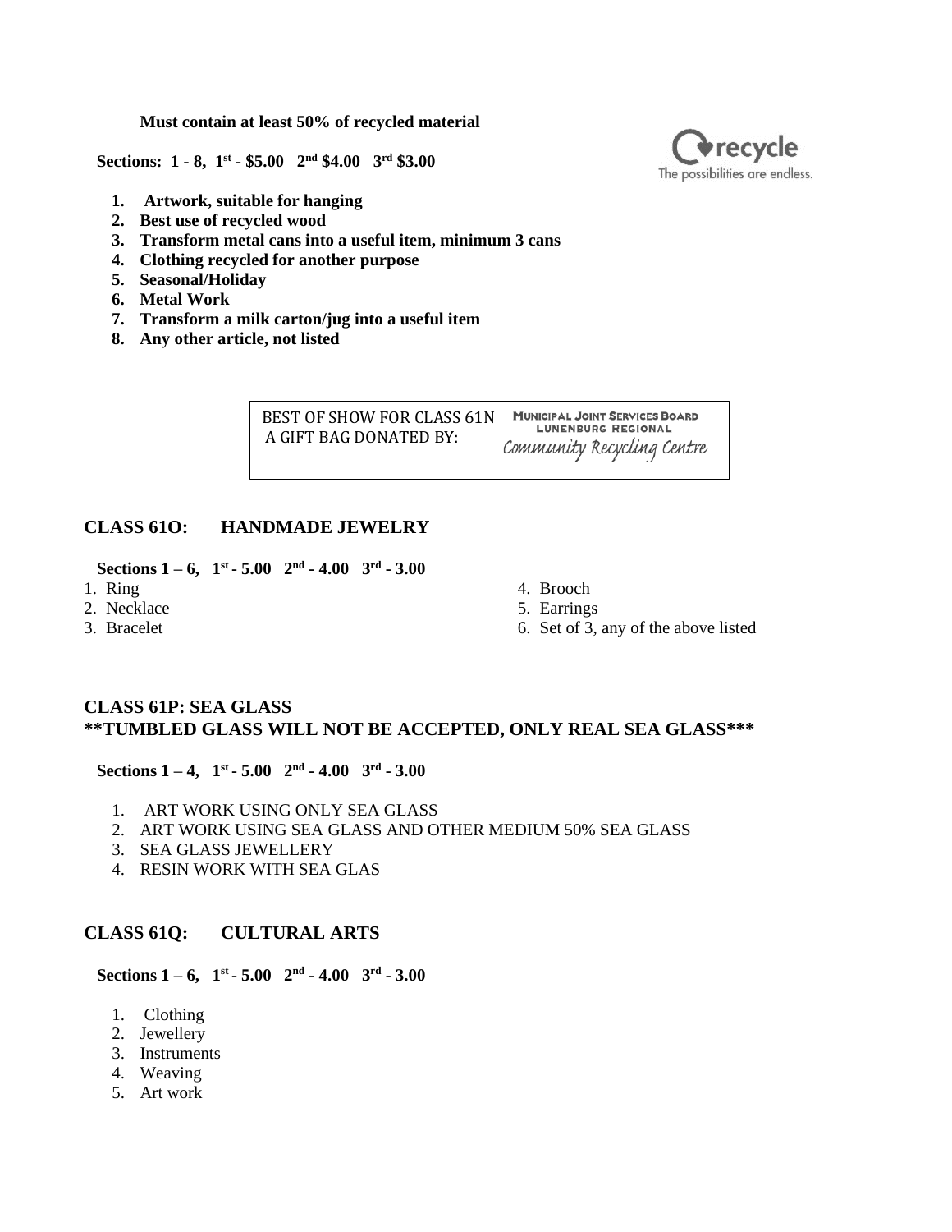**Must contain at least 50% of recycled material**

**Sections: 1 - 8, 1st - $5.00 2nd $4.00 3rd $3.00**

recycle
The possibilities are endless.

1. **Artwork, suitable for hanging**
2. **Best use of recycled wood**
3. **Transform metal cans into a useful item, minimum 3 cans**
4. **Clothing recycled for another purpose**
5. **Seasonal/Holiday**
6. **Metal Work**
7. **Transform a milk carton/jug into a useful item**
8. **Any other article, not listed**

BEST OF SHOW FOR CLASS 61N
A GIFT BAG DONATED BY:
MUNICIPAL JOINT SERVICES BOARD
LUNENBURG REGIONAL
Community Recycling Centre

## CLASS 61O: HANDMADE JEWELRY

**Sections 1 – 6, 1st - 5.00 2nd - 4.00 3rd - 3.00**

1. Ring
2. Necklace
3. Bracelet
4. Brooch
5. Earrings
6. Set of 3, any of the above listed

## CLASS 61P: SEA GLASS
## **TUMBLED GLASS WILL NOT BE ACCEPTED, ONLY REAL SEA GLASS***

**Sections 1 – 4, 1st - 5.00 2nd - 4.00 3rd - 3.00**

1. ART WORK USING ONLY SEA GLASS
2. ART WORK USING SEA GLASS AND OTHER MEDIUM 50% SEA GLASS
3. SEA GLASS JEWELLERY
4. RESIN WORK WITH SEA GLAS

## CLASS 61Q: CULTURAL ARTS

**Sections 1 – 6, 1st - 5.00 2nd - 4.00 3rd - 3.00**

1. Clothing
2. Jewellery
3. Instruments
4. Weaving
5. Art work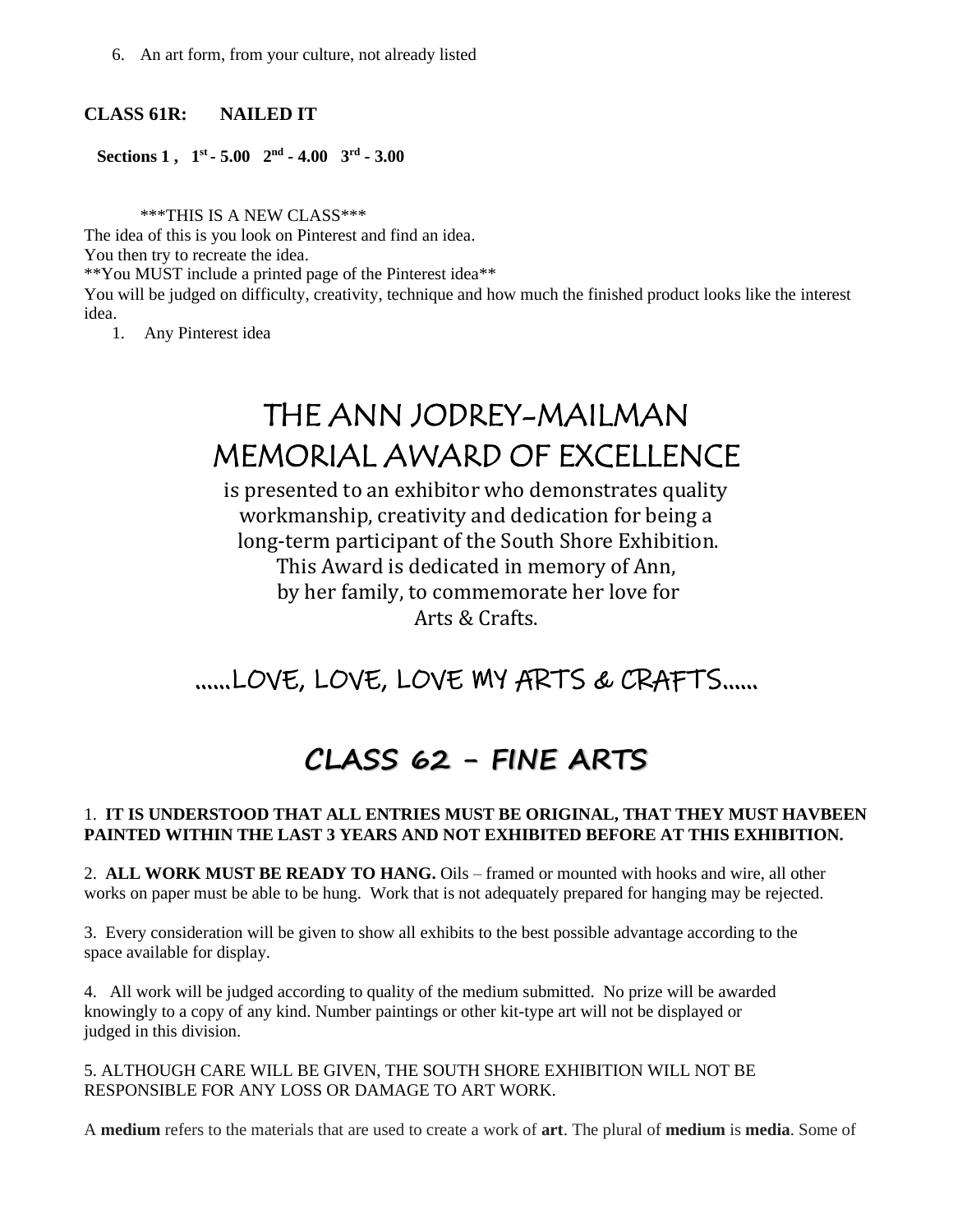6. An art form, from your culture, not already listed

**CLASS 61R: NAILED IT**

**Sections 1 , 1st - 5.00 2nd - 4.00 3rd - 3.00**

***THIS IS A NEW CLASS***

The idea of this is you look on Pinterest and find an idea.
You then try to recreate the idea.
**You MUST include a printed page of the Pinterest idea**
You will be judged on difficulty, creativity, technique and how much the finished product looks like the interest idea.

1. Any Pinterest idea

# THE ANN JODREY-MAILMAN MEMORIAL AWARD OF EXCELLENCE

is presented to an exhibitor who demonstrates quality workmanship, creativity and dedication for being a long-term participant of the South Shore Exhibition. This Award is dedicated in memory of Ann, by her family, to commemorate her love for Arts & Crafts.

……LOVE, LOVE, LOVE MY ARTS & CRAFTS……

# CLASS 62 – FINE ARTS

1. **IT IS UNDERSTOOD THAT ALL ENTRIES MUST BE ORIGINAL, THAT THEY MUST HAVBEEN PAINTED WITHIN THE LAST 3 YEARS AND NOT EXHIBITED BEFORE AT THIS EXHIBITION.**

2. **ALL WORK MUST BE READY TO HANG.** Oils – framed or mounted with hooks and wire, all other works on paper must be able to be hung. Work that is not adequately prepared for hanging may be rejected.

3. Every consideration will be given to show all exhibits to the best possible advantage according to the space available for display.

4. All work will be judged according to quality of the medium submitted. No prize will be awarded knowingly to a copy of any kind. Number paintings or other kit-type art will not be displayed or judged in this division.

5. ALTHOUGH CARE WILL BE GIVEN, THE SOUTH SHORE EXHIBITION WILL NOT BE RESPONSIBLE FOR ANY LOSS OR DAMAGE TO ART WORK.

A **medium** refers to the materials that are used to create a work of **art**. The plural of **medium** is **media**. Some of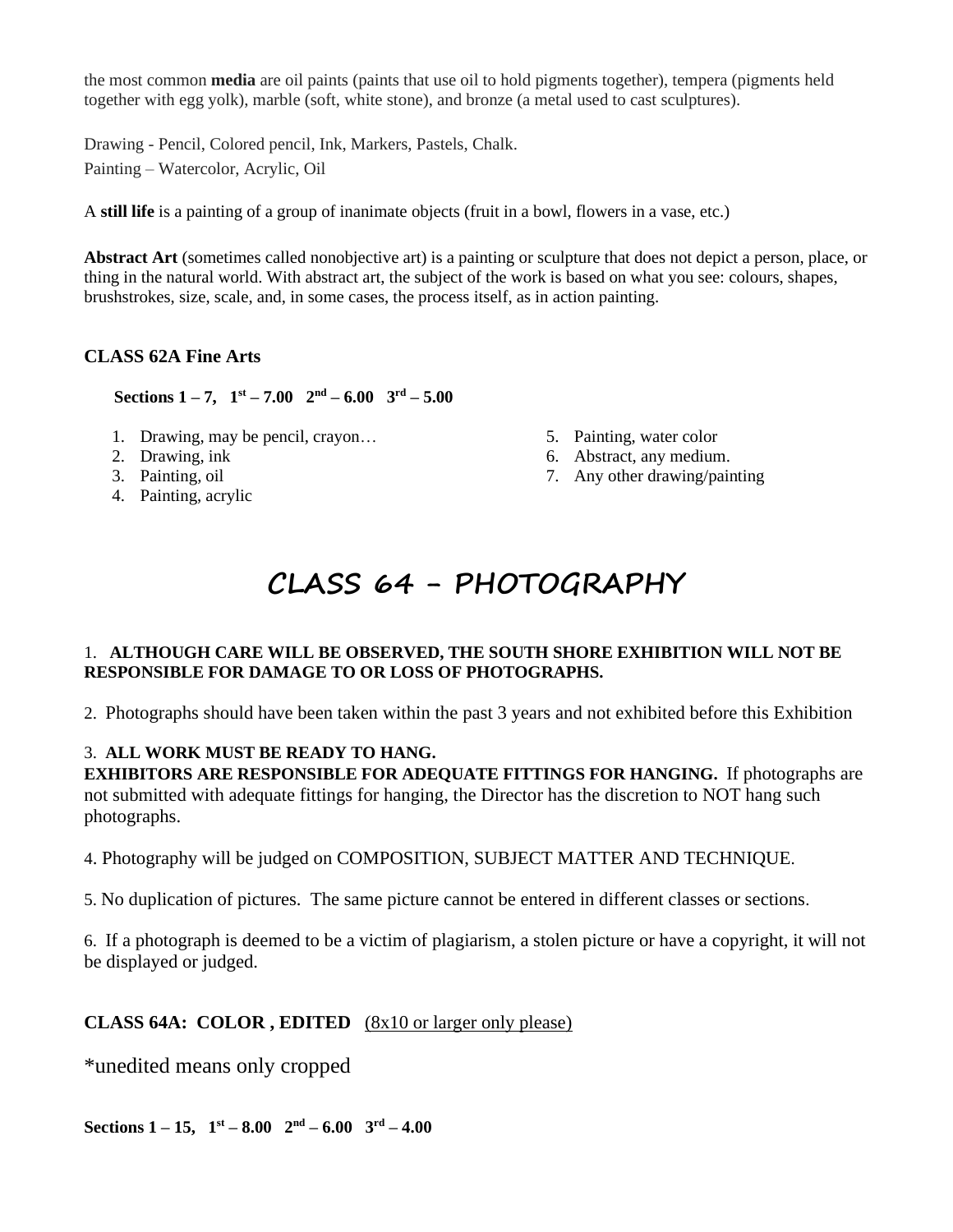the most common **media** are oil paints (paints that use oil to hold pigments together), tempera (pigments held together with egg yolk), marble (soft, white stone), and bronze (a metal used to cast sculptures).

Drawing - Pencil, Colored pencil, Ink, Markers, Pastels, Chalk.
Painting – Watercolor, Acrylic, Oil

A **still life** is a painting of a group of inanimate objects (fruit in a bowl, flowers in a vase, etc.)

**Abstract Art** (sometimes called nonobjective art) is a painting or sculpture that does not depict a person, place, or thing in the natural world. With abstract art, the subject of the work is based on what you see: colours, shapes, brushstrokes, size, scale, and, in some cases, the process itself, as in action painting.

### CLASS 62A Fine Arts

**Sections 1 – 7, 1st – 7.00 2nd – 6.00 3rd – 5.00**

1. Drawing, may be pencil, crayon…
2. Drawing, ink
3. Painting, oil
4. Painting, acrylic
5. Painting, water color
6. Abstract, any medium.
7. Any other drawing/painting

# CLASS 64 - PHOTOGRAPHY

1. **ALTHOUGH CARE WILL BE OBSERVED, THE SOUTH SHORE EXHIBITION WILL NOT BE RESPONSIBLE FOR DAMAGE TO OR LOSS OF PHOTOGRAPHS.**

2. Photographs should have been taken within the past 3 years and not exhibited before this Exhibition

3. **ALL WORK MUST BE READY TO HANG.**
**EXHIBITORS ARE RESPONSIBLE FOR ADEQUATE FITTINGS FOR HANGING.** If photographs are not submitted with adequate fittings for hanging, the Director has the discretion to NOT hang such photographs.

4. Photography will be judged on COMPOSITION, SUBJECT MATTER AND TECHNIQUE.

5. No duplication of pictures. The same picture cannot be entered in different classes or sections.

6. If a photograph is deemed to be a victim of plagiarism, a stolen picture or have a copyright, it will not be displayed or judged.

### CLASS 64A: COLOR , EDITED (8x10 or larger only please)

*unedited means only cropped

**Sections 1 – 15, 1st – 8.00 2nd – 6.00 3rd – 4.00**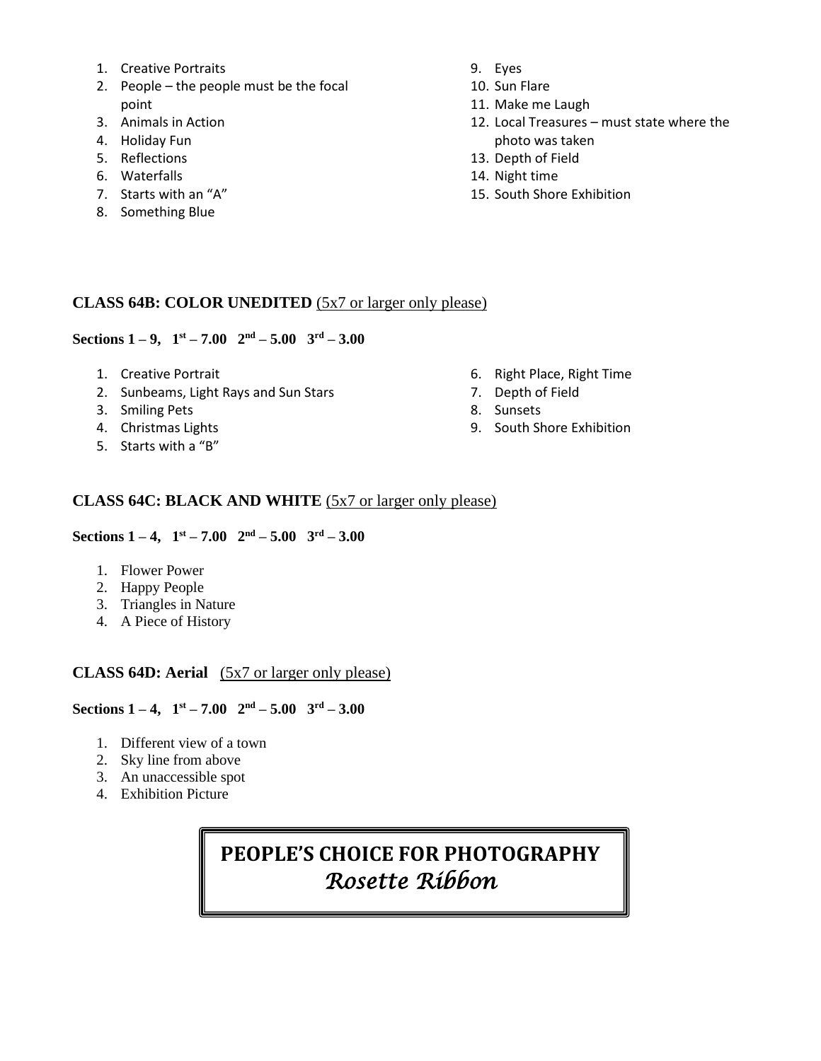1. Creative Portraits
2. People – the people must be the focal point
3. Animals in Action
4. Holiday Fun
5. Reflections
6. Waterfalls
7. Starts with an "A"
8. Something Blue
9. Eyes
10. Sun Flare
11. Make me Laugh
12. Local Treasures – must state where the photo was taken
13. Depth of Field
14. Night time
15. South Shore Exhibition

**CLASS 64B: COLOR UNEDITED** (5x7 or larger only please)

**Sections 1 – 9, 1st – 7.00 2nd – 5.00 3rd – 3.00**

1. Creative Portrait
2. Sunbeams, Light Rays and Sun Stars
3. Smiling Pets
4. Christmas Lights
5. Starts with a "B"
6. Right Place, Right Time
7. Depth of Field
8. Sunsets
9. South Shore Exhibition

**CLASS 64C: BLACK AND WHITE** (5x7 or larger only please)

**Sections 1 – 4, 1st – 7.00 2nd – 5.00 3rd – 3.00**

1. Flower Power
2. Happy People
3. Triangles in Nature
4. A Piece of History

**CLASS 64D: Aerial** (5x7 or larger only please)

**Sections 1 – 4, 1st – 7.00 2nd – 5.00 3rd – 3.00**

1. Different view of a town
2. Sky line from above
3. An unaccessible spot
4. Exhibition Picture

**PEOPLE'S CHOICE FOR PHOTOGRAPHY**

*Rosette Ribbon*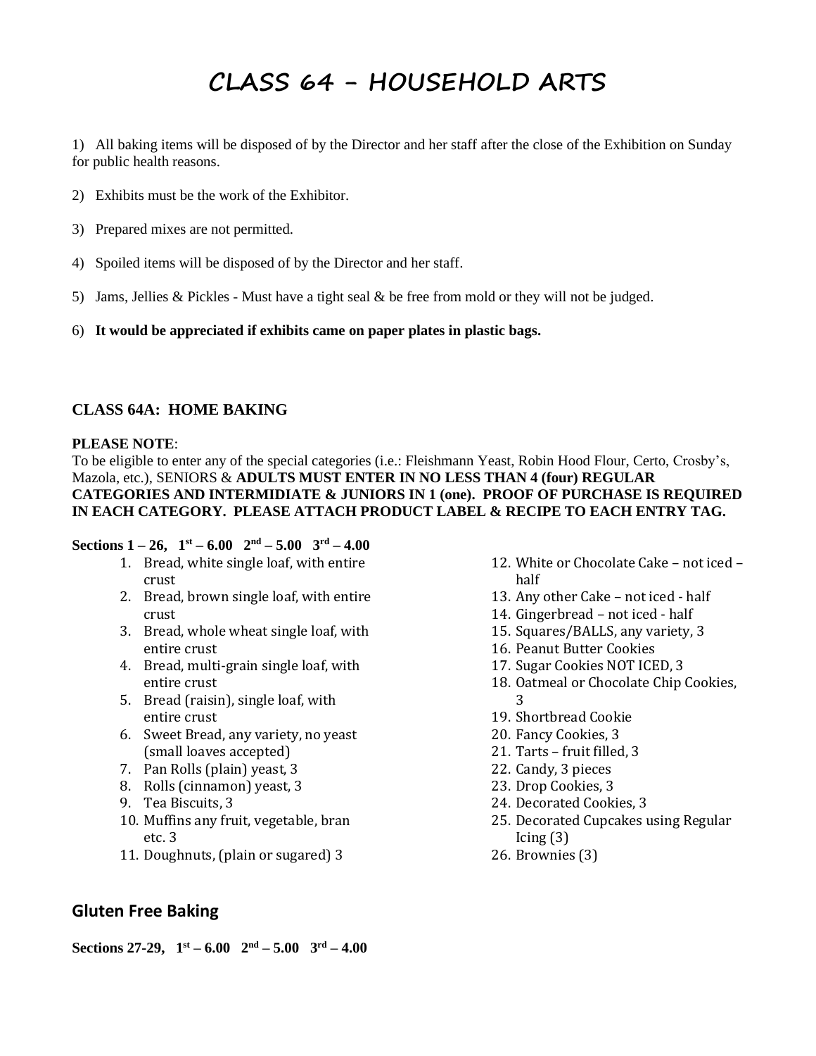# CLASS 64 – HOUSEHOLD ARTS

1) All baking items will be disposed of by the Director and her staff after the close of the Exhibition on Sunday for public health reasons.

2) Exhibits must be the work of the Exhibitor.

3) Prepared mixes are not permitted.

4) Spoiled items will be disposed of by the Director and her staff.

5) Jams, Jellies & Pickles - Must have a tight seal & be free from mold or they will not be judged.

6) **It would be appreciated if exhibits came on paper plates in plastic bags.**

### CLASS 64A: HOME BAKING

**PLEASE NOTE**:
To be eligible to enter any of the special categories (i.e.: Fleishmann Yeast, Robin Hood Flour, Certo, Crosby's, Mazola, etc.), SENIORS & **ADULTS MUST ENTER IN NO LESS THAN 4 (four) REGULAR CATEGORIES AND INTERMIDIATE & JUNIORS IN 1 (one). PROOF OF PURCHASE IS REQUIRED IN EACH CATEGORY. PLEASE ATTACH PRODUCT LABEL & RECIPE TO EACH ENTRY TAG.**

**Sections 1 – 26, 1st – 6.00 2nd – 5.00 3rd – 4.00**

1. Bread, white single loaf, with entire crust
2. Bread, brown single loaf, with entire crust
3. Bread, whole wheat single loaf, with entire crust
4. Bread, multi-grain single loaf, with entire crust
5. Bread (raisin), single loaf, with entire crust
6. Sweet Bread, any variety, no yeast (small loaves accepted)
7. Pan Rolls (plain) yeast, 3
8. Rolls (cinnamon) yeast, 3
9. Tea Biscuits, 3
10. Muffins any fruit, vegetable, bran etc. 3
11. Doughnuts, (plain or sugared) 3
12. White or Chocolate Cake – not iced – half
13. Any other Cake – not iced - half
14. Gingerbread – not iced - half
15. Squares/BALLS, any variety, 3
16. Peanut Butter Cookies
17. Sugar Cookies NOT ICED, 3
18. Oatmeal or Chocolate Chip Cookies, 3
19. Shortbread Cookie
20. Fancy Cookies, 3
21. Tarts – fruit filled, 3
22. Candy, 3 pieces
23. Drop Cookies, 3
24. Decorated Cookies, 3
25. Decorated Cupcakes using Regular Icing (3)
26. Brownies (3)

## Gluten Free Baking

**Sections 27-29, 1st – 6.00 2nd – 5.00 3rd – 4.00**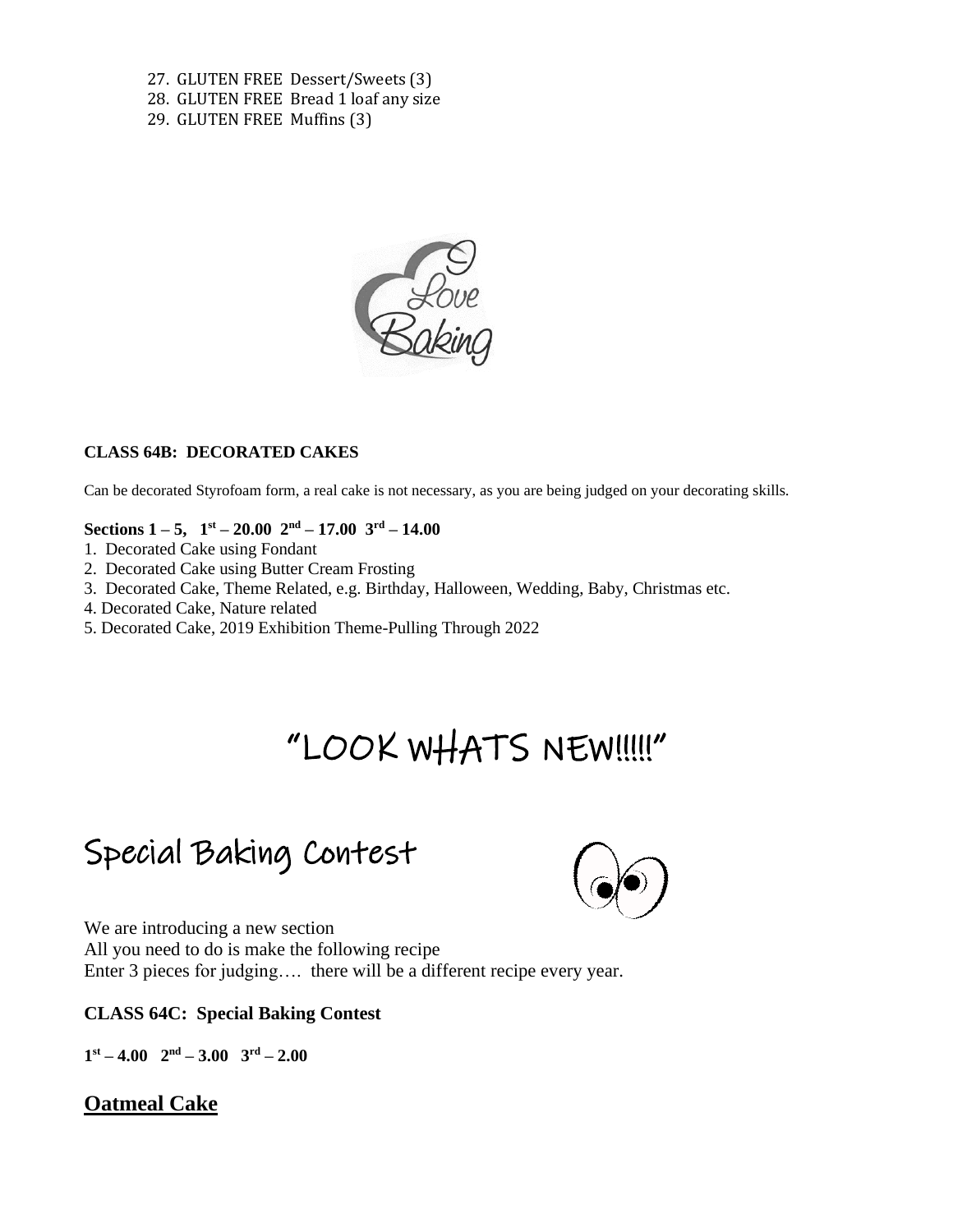27. GLUTEN FREE Dessert/Sweets (3)
28. GLUTEN FREE Bread 1 loaf any size
29. GLUTEN FREE Muffins (3)

**CLASS 64B: DECORATED CAKES**

Can be decorated Styrofoam form, a real cake is not necessary, as you are being judged on your decorating skills.

**Sections 1 – 5, 1st – 20.00 2nd – 17.00 3rd – 14.00**

1. Decorated Cake using Fondant
2. Decorated Cake using Butter Cream Frosting
3. Decorated Cake, Theme Related, e.g. Birthday, Halloween, Wedding, Baby, Christmas etc.
4. Decorated Cake, Nature related
5. Decorated Cake, 2019 Exhibition Theme-Pulling Through 2022

# "LOOK WHATS NEW!!!!!"

# Special Baking Contest

We are introducing a new section
All you need to do is make the following recipe
Enter 3 pieces for judging…. there will be a different recipe every year.

**CLASS 64C: Special Baking Contest**

**1st – 4.00 2nd – 3.00 3rd – 2.00**

## Oatmeal Cake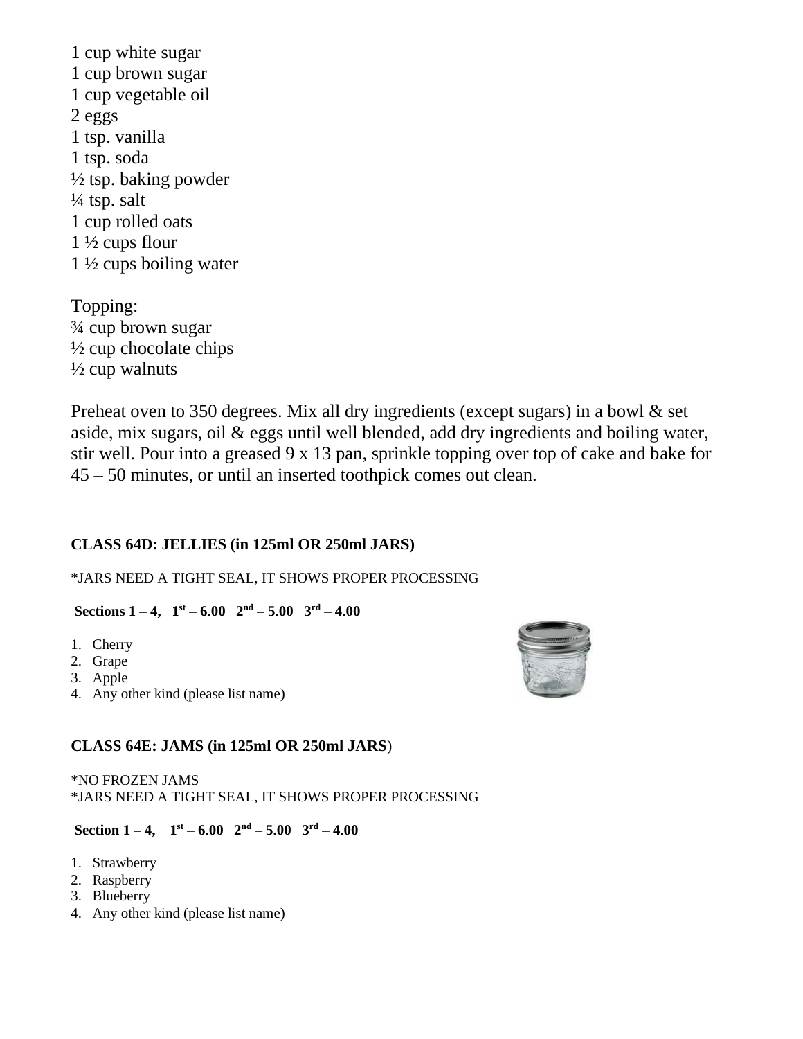1 cup white sugar
1 cup brown sugar
1 cup vegetable oil
2 eggs
1 tsp. vanilla
1 tsp. soda
½ tsp. baking powder
¼ tsp. salt
1 cup rolled oats
1 ½ cups flour
1 ½ cups boiling water

Topping:
¾ cup brown sugar
½ cup chocolate chips
½ cup walnuts

Preheat oven to 350 degrees. Mix all dry ingredients (except sugars) in a bowl & set aside, mix sugars, oil & eggs until well blended, add dry ingredients and boiling water, stir well. Pour into a greased 9 x 13 pan, sprinkle topping over top of cake and bake for 45 – 50 minutes, or until an inserted toothpick comes out clean.

**CLASS 64D: JELLIES (in 125ml OR 250ml JARS)**

*JARS NEED A TIGHT SEAL, IT SHOWS PROPER PROCESSING

**Sections 1 – 4, 1st – 6.00 2nd – 5.00 3rd – 4.00**

1. Cherry
2. Grape
3. Apple
4. Any other kind (please list name)

**CLASS 64E: JAMS (in 125ml OR 250ml JARS)**

*NO FROZEN JAMS
*JARS NEED A TIGHT SEAL, IT SHOWS PROPER PROCESSING

**Section 1 – 4, 1st – 6.00 2nd – 5.00 3rd – 4.00**

1. Strawberry
2. Raspberry
3. Blueberry
4. Any other kind (please list name)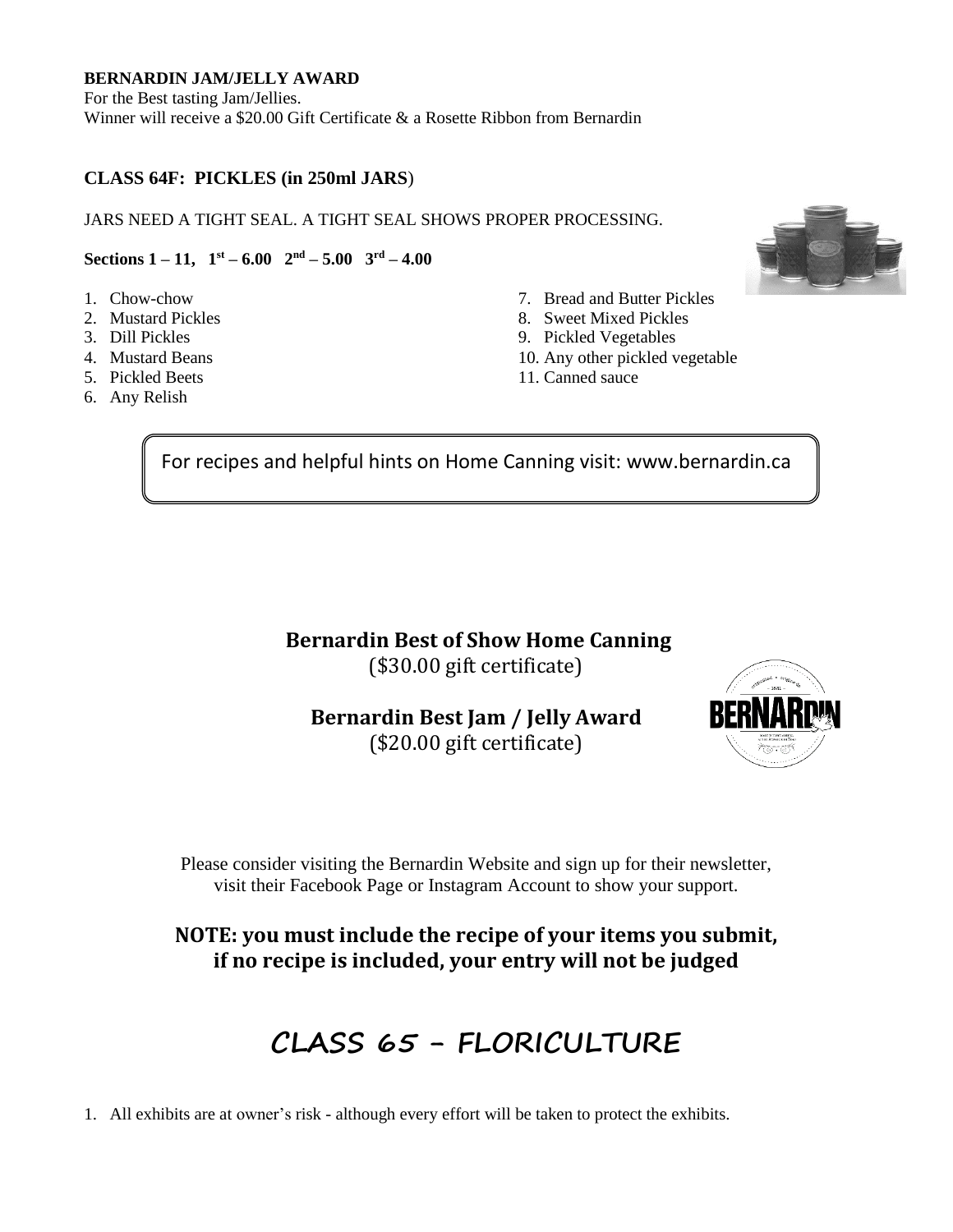**BERNARDIN JAM/JELLY AWARD**
For the Best tasting Jam/Jellies.
Winner will receive a $20.00 Gift Certificate & a Rosette Ribbon from Bernardin

### CLASS 64F: PICKLES (in 250ml JARS)

JARS NEED A TIGHT SEAL. A TIGHT SEAL SHOWS PROPER PROCESSING.

**Sections 1 – 11, 1st – 6.00 2nd – 5.00 3rd – 4.00**

1. Chow-chow
2. Mustard Pickles
3. Dill Pickles
4. Mustard Beans
5. Pickled Beets
6. Any Relish
7. Bread and Butter Pickles
8. Sweet Mixed Pickles
9. Pickled Vegetables
10. Any other pickled vegetable
11. Canned sauce

For recipes and helpful hints on Home Canning visit: www.bernardin.ca

**Bernardin Best of Show Home Canning**
($30.00 gift certificate)

**Bernardin Best Jam / Jelly Award**
($20.00 gift certificate)

Please consider visiting the Bernardin Website and sign up for their newsletter, visit their Facebook Page or Instagram Account to show your support.

**NOTE: you must include the recipe of your items you submit, if no recipe is included, your entry will not be judged**

## CLASS 65 – FLORICULTURE

1. All exhibits are at owner's risk - although every effort will be taken to protect the exhibits.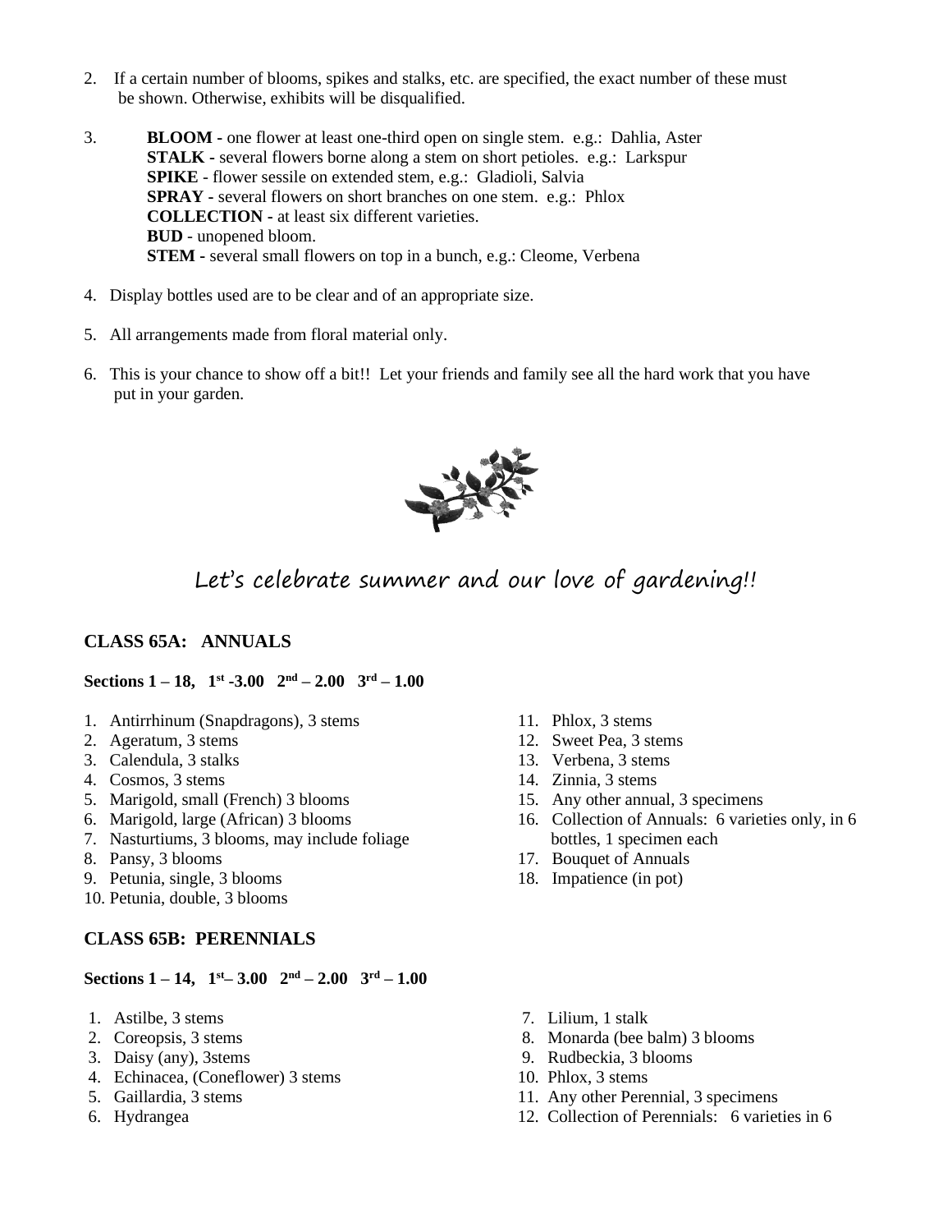2. If a certain number of blooms, spikes and stalks, etc. are specified, the exact number of these must be shown. Otherwise, exhibits will be disqualified.

3. **BLOOM -** one flower at least one-third open on single stem. e.g.: Dahlia, Aster
   **STALK -** several flowers borne along a stem on short petioles. e.g.: Larkspur
   **SPIKE** - flower sessile on extended stem, e.g.: Gladioli, Salvia
   **SPRAY -** several flowers on short branches on one stem. e.g.: Phlox
   **COLLECTION -** at least six different varieties.
   **BUD** - unopened bloom.
   **STEM -** several small flowers on top in a bunch, e.g.: Cleome, Verbena

4. Display bottles used are to be clear and of an appropriate size.

5. All arrangements made from floral material only.

6. This is your chance to show off a bit!! Let your friends and family see all the hard work that you have put in your garden.

Let's celebrate summer and our love of gardening!!

### CLASS 65A: ANNUALS

**Sections 1 – 18, 1st -3.00 2nd – 2.00 3rd – 1.00**

1. Antirrhinum (Snapdragons), 3 stems
2. Ageratum, 3 stems
3. Calendula, 3 stalks
4. Cosmos, 3 stems
5. Marigold, small (French) 3 blooms
6. Marigold, large (African) 3 blooms
7. Nasturtiums, 3 blooms, may include foliage
8. Pansy, 3 blooms
9. Petunia, single, 3 blooms
10. Petunia, double, 3 blooms
11. Phlox, 3 stems
12. Sweet Pea, 3 stems
13. Verbena, 3 stems
14. Zinnia, 3 stems
15. Any other annual, 3 specimens
16. Collection of Annuals: 6 varieties only, in 6 bottles, 1 specimen each
17. Bouquet of Annuals
18. Impatience (in pot)

### CLASS 65B: PERENNIALS

**Sections 1 – 14, 1st– 3.00 2nd – 2.00 3rd – 1.00**

1. Astilbe, 3 stems
2. Coreopsis, 3 stems
3. Daisy (any), 3stems
4. Echinacea, (Coneflower) 3 stems
5. Gaillardia, 3 stems
6. Hydrangea
7. Lilium, 1 stalk
8. Monarda (bee balm) 3 blooms
9. Rudbeckia, 3 blooms
10. Phlox, 3 stems
11. Any other Perennial, 3 specimens
12. Collection of Perennials: 6 varieties in 6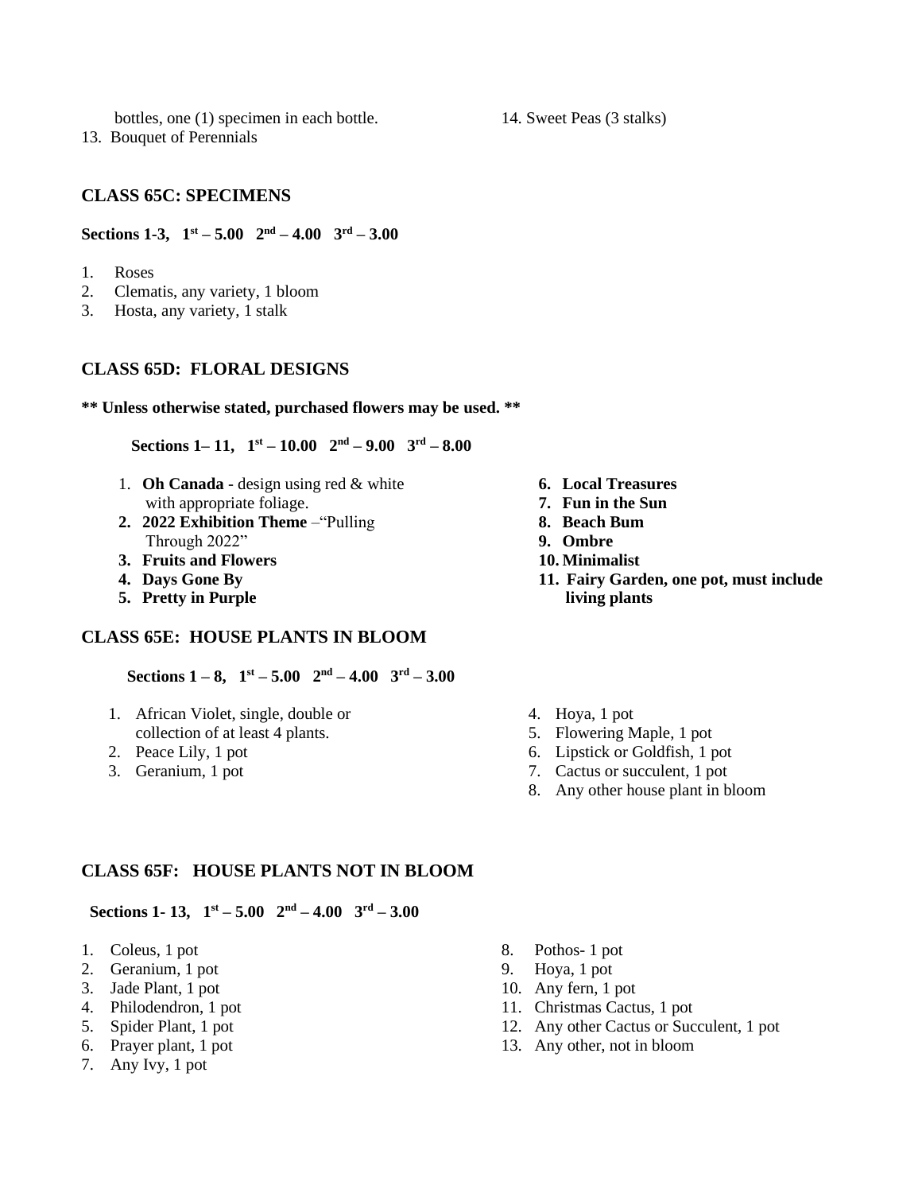bottles, one (1) specimen in each bottle.

13. Bouquet of Perennials

14. Sweet Peas (3 stalks)

### CLASS 65C: SPECIMENS

**Sections 1-3, 1st – 5.00 2nd – 4.00 3rd – 3.00**

1. Roses
2. Clematis, any variety, 1 bloom
3. Hosta, any variety, 1 stalk

### CLASS 65D: FLORAL DESIGNS

**\*\* Unless otherwise stated, purchased flowers may be used. \*\***

**Sections 1– 11, 1st – 10.00 2nd – 9.00 3rd – 8.00**

1. **Oh Canada** - design using red & white with appropriate foliage.
2. **2022 Exhibition Theme** –"Pulling Through 2022"
3. **Fruits and Flowers**
4. **Days Gone By**
5. **Pretty in Purple**
6. **Local Treasures**
7. **Fun in the Sun**
8. **Beach Bum**
9. **Ombre**
10. **Minimalist**
11. **Fairy Garden, one pot, must include living plants**

### CLASS 65E: HOUSE PLANTS IN BLOOM

**Sections 1 – 8, 1st – 5.00 2nd – 4.00 3rd – 3.00**

1. African Violet, single, double or collection of at least 4 plants.
2. Peace Lily, 1 pot
3. Geranium, 1 pot
4. Hoya, 1 pot
5. Flowering Maple, 1 pot
6. Lipstick or Goldfish, 1 pot
7. Cactus or succulent, 1 pot
8. Any other house plant in bloom

### CLASS 65F: HOUSE PLANTS NOT IN BLOOM

**Sections 1- 13, 1st – 5.00 2nd – 4.00 3rd – 3.00**

1. Coleus, 1 pot
2. Geranium, 1 pot
3. Jade Plant, 1 pot
4. Philodendron, 1 pot
5. Spider Plant, 1 pot
6. Prayer plant, 1 pot
7. Any Ivy, 1 pot
8. Pothos- 1 pot
9. Hoya, 1 pot
10. Any fern, 1 pot
11. Christmas Cactus, 1 pot
12. Any other Cactus or Succulent, 1 pot
13. Any other, not in bloom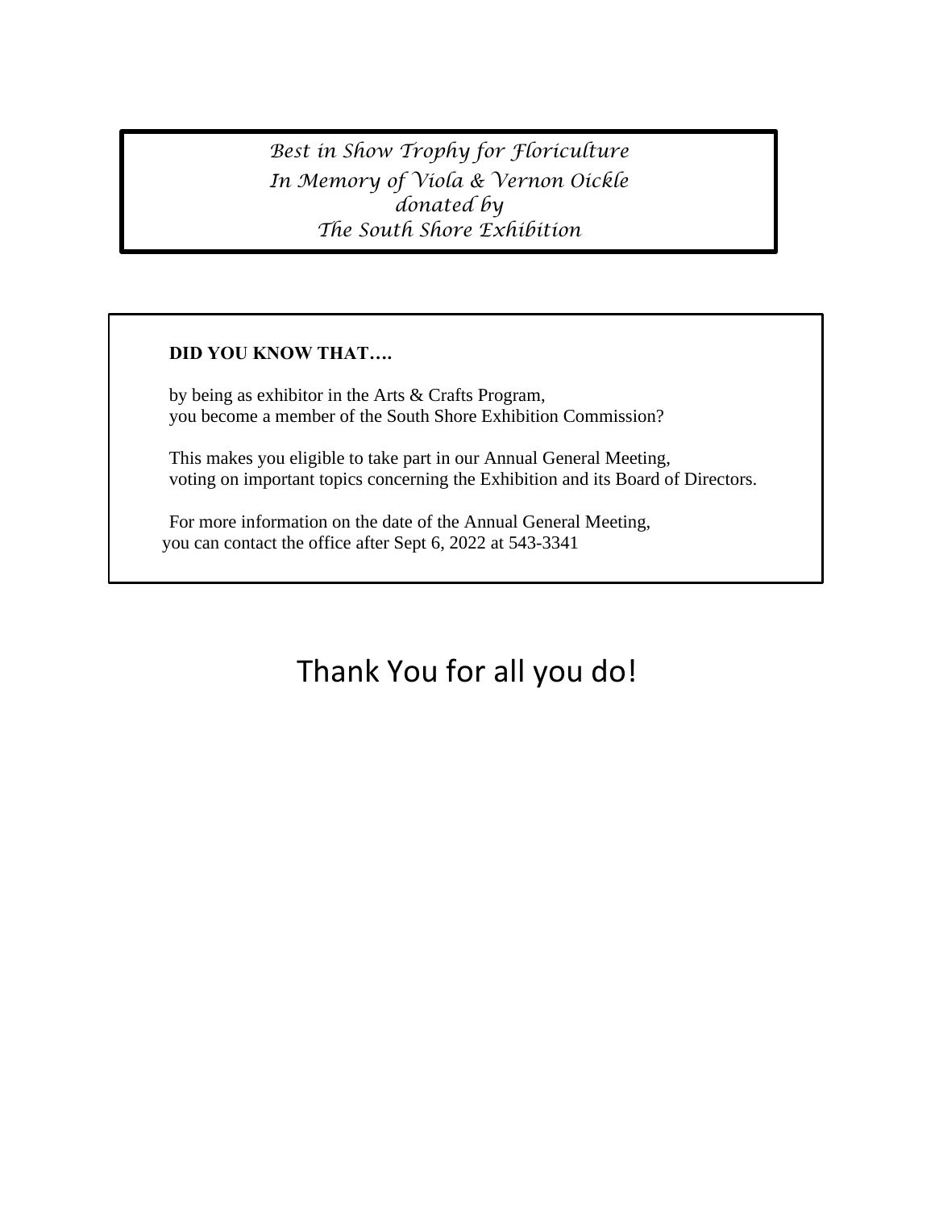*Best in Show Trophy for Floriculture*
*In Memory of Viola & Vernon Oickle*
*donated by*
*The South Shore Exhibition*

**DID YOU KNOW THAT….**

by being as exhibitor in the Arts & Crafts Program,
you become a member of the South Shore Exhibition Commission?

This makes you eligible to take part in our Annual General Meeting,
voting on important topics concerning the Exhibition and its Board of Directors.

For more information on the date of the Annual General Meeting,
you can contact the office after Sept 6, 2022 at 543-3341

Thank You for all you do!